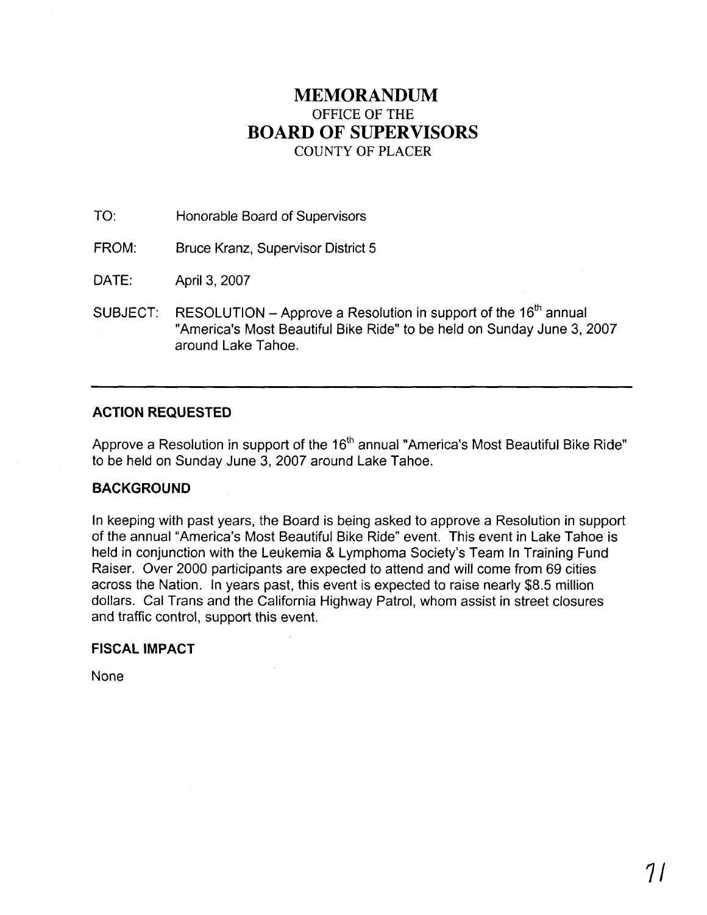# MEMORANDUM
## OFFICE OF THE
# BOARD OF SUPERVISORS
## COUNTY OF PLACER

TO: Honorable Board of Supervisors

FROM: Bruce Kranz, Supervisor District 5

DATE: April 3, 2007

SUBJECT: RESOLUTION – Approve a Resolution in support of the 16th annual "America's Most Beautiful Bike Ride" to be held on Sunday June 3, 2007 around Lake Tahoe.

---

### ACTION REQUESTED

Approve a Resolution in support of the 16th annual "America's Most Beautiful Bike Ride" to be held on Sunday June 3, 2007 around Lake Tahoe.

### BACKGROUND

In keeping with past years, the Board is being asked to approve a Resolution in support of the annual "America's Most Beautiful Bike Ride" event. This event in Lake Tahoe is held in conjunction with the Leukemia & Lymphoma Society's Team In Training Fund Raiser. Over 2000 participants are expected to attend and will come from 69 cities across the Nation. In years past, this event is expected to raise nearly $8.5 million dollars. Cal Trans and the California Highway Patrol, whom assist in street closures and traffic control, support this event.

### FISCAL IMPACT

None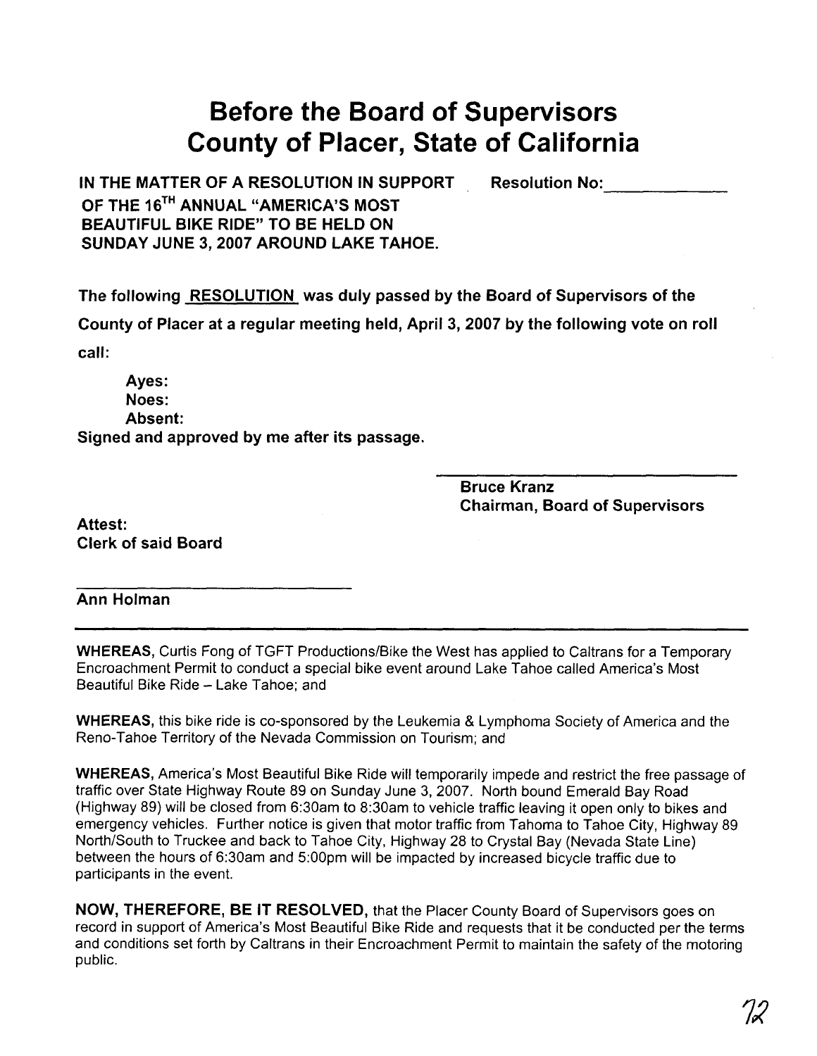# Before the Board of Supervisors County of Placer, State of California

**IN THE MATTER OF A RESOLUTION IN SUPPORT OF THE 16TH ANNUAL "AMERICA'S MOST BEAUTIFUL BIKE RIDE" TO BE HELD ON SUNDAY JUNE 3, 2007 AROUND LAKE TAHOE.**

**Resolution No:**\_\_\_\_\_\_\_\_\_\_\_\_

**The following RESOLUTION was duly passed by the Board of Supervisors of the County of Placer at a regular meeting held, April 3, 2007 by the following vote on roll call:**

**Ayes:**
**Noes:**
**Absent:**

**Signed and approved by me after its passage.**

\_\_\_\_\_\_\_\_\_\_\_\_\_\_\_\_\_\_\_\_\_\_\_\_\_\_\_\_
**Bruce Kranz**
**Chairman, Board of Supervisors**

**Attest:**
**Clerk of said Board**

\_\_\_\_\_\_\_\_\_\_\_\_\_\_\_\_\_\_\_\_\_\_\_\_\_\_\_\_
**Ann Holman**

---

**WHEREAS,** Curtis Fong of TGFT Productions/Bike the West has applied to Caltrans for a Temporary Encroachment Permit to conduct a special bike event around Lake Tahoe called America's Most Beautiful Bike Ride – Lake Tahoe; and

**WHEREAS,** this bike ride is co-sponsored by the Leukemia & Lymphoma Society of America and the Reno-Tahoe Territory of the Nevada Commission on Tourism; and

**WHEREAS,** America's Most Beautiful Bike Ride will temporarily impede and restrict the free passage of traffic over State Highway Route 89 on Sunday June 3, 2007. North bound Emerald Bay Road (Highway 89) will be closed from 6:30am to 8:30am to vehicle traffic leaving it open only to bikes and emergency vehicles. Further notice is given that motor traffic from Tahoma to Tahoe City, Highway 89 North/South to Truckee and back to Tahoe City, Highway 28 to Crystal Bay (Nevada State Line) between the hours of 6:30am and 5:00pm will be impacted by increased bicycle traffic due to participants in the event.

**NOW, THEREFORE, BE IT RESOLVED,** that the Placer County Board of Supervisors goes on record in support of America's Most Beautiful Bike Ride and requests that it be conducted per the terms and conditions set forth by Caltrans in their Encroachment Permit to maintain the safety of the motoring public.